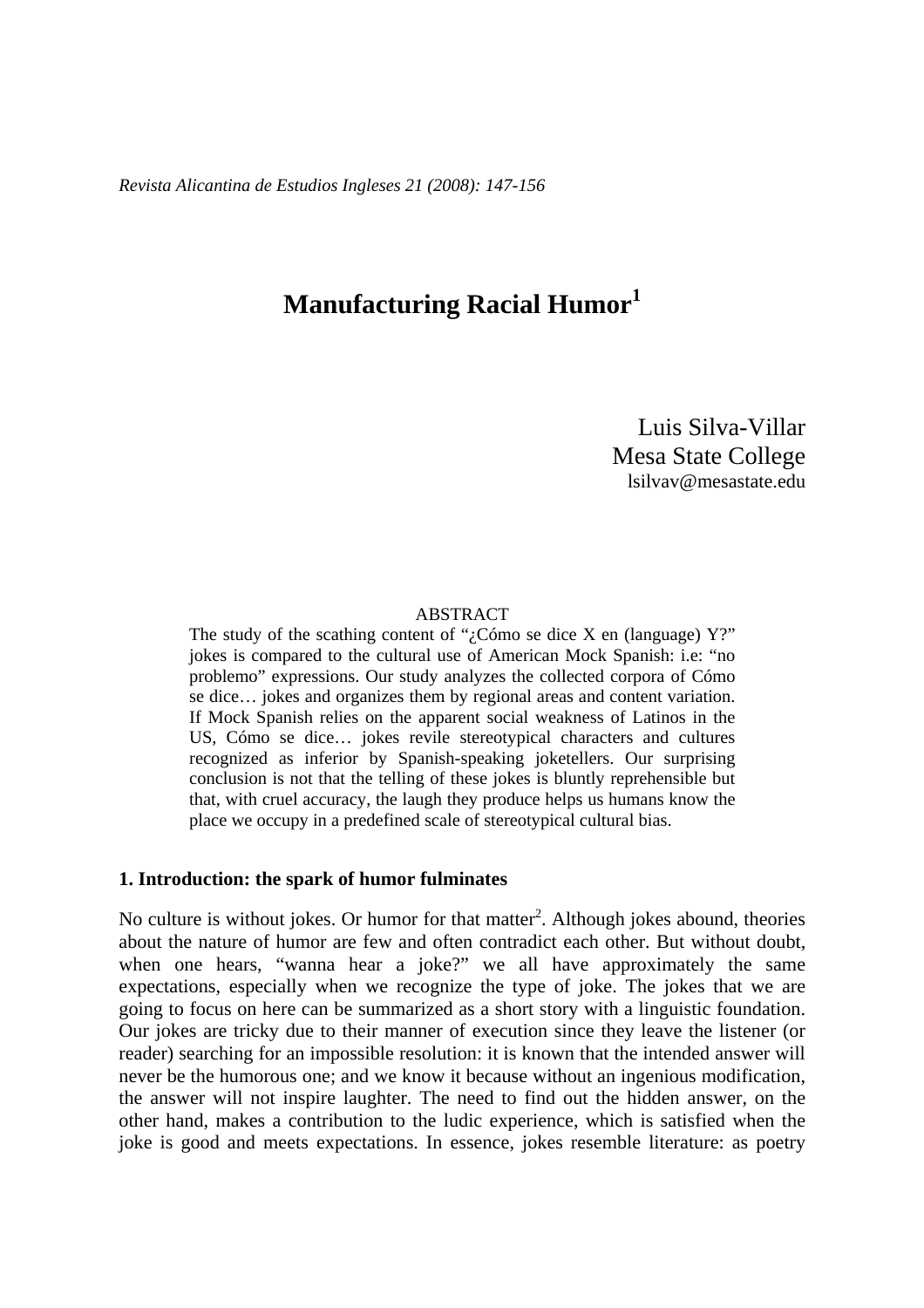*Revista Alicantina de Estudios Ingleses 21 (2008): 147-156*

# Manufacturing Racial Humor[1]

Luis Silva-Villar
Mesa State College
lsilvav@mesastate.edu

ABSTRACT

The study of the scathing content of "¿Cómo se dice X en (language) Y?" jokes is compared to the cultural use of American Mock Spanish: i.e: "no problemo" expressions. Our study analyzes the collected corpora of Cómo se dice… jokes and organizes them by regional areas and content variation. If Mock Spanish relies on the apparent social weakness of Latinos in the US, Cómo se dice… jokes revile stereotypical characters and cultures recognized as inferior by Spanish-speaking joketellers. Our surprising conclusion is not that the telling of these jokes is bluntly reprehensible but that, with cruel accuracy, the laugh they produce helps us humans know the place we occupy in a predefined scale of stereotypical cultural bias.

## 1. Introduction: the spark of humor fulminates

No culture is without jokes. Or humor for that matter[2]. Although jokes abound, theories about the nature of humor are few and often contradict each other. But without doubt, when one hears, "wanna hear a joke?" we all have approximately the same expectations, especially when we recognize the type of joke. The jokes that we are going to focus on here can be summarized as a short story with a linguistic foundation. Our jokes are tricky due to their manner of execution since they leave the listener (or reader) searching for an impossible resolution: it is known that the intended answer will never be the humorous one; and we know it because without an ingenious modification, the answer will not inspire laughter. The need to find out the hidden answer, on the other hand, makes a contribution to the ludic experience, which is satisfied when the joke is good and meets expectations. In essence, jokes resemble literature: as poetry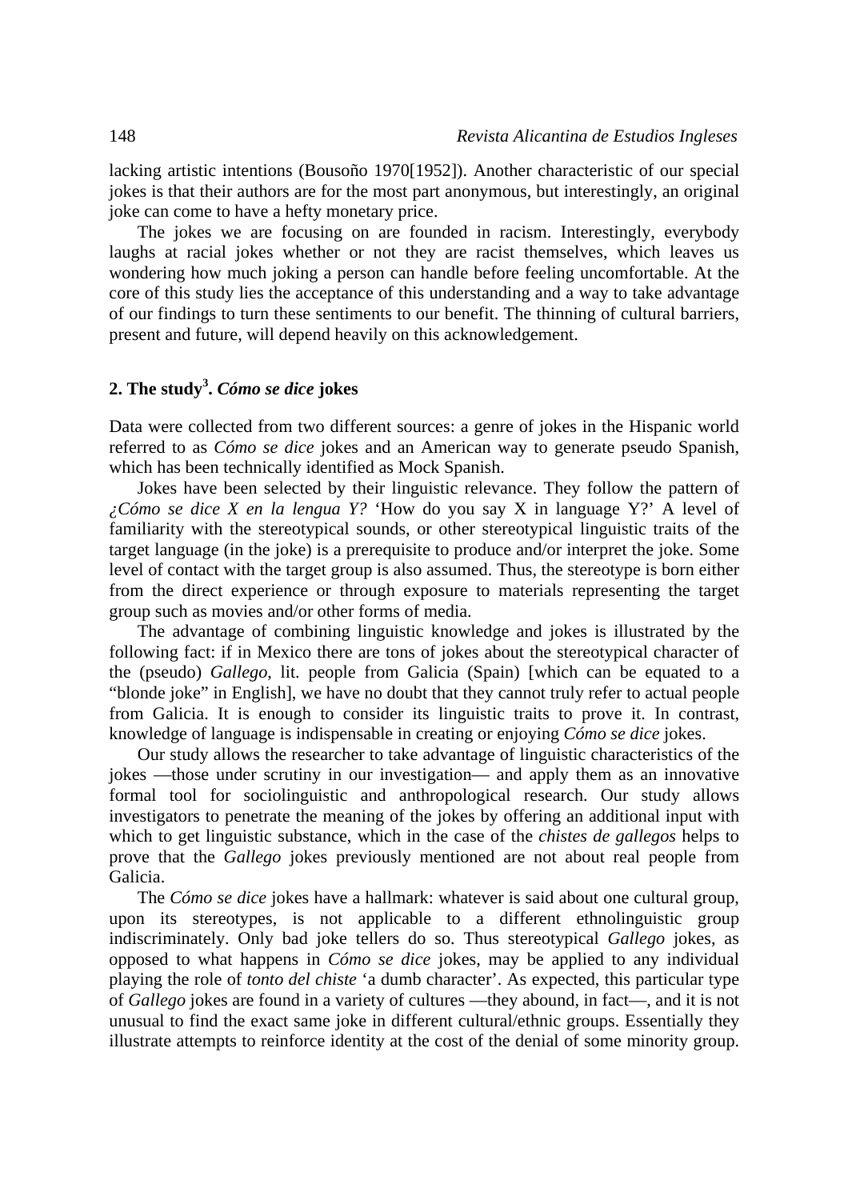lacking artistic intentions (Bousoño 1970[1952]). Another characteristic of our special jokes is that their authors are for the most part anonymous, but interestingly, an original joke can come to have a hefty monetary price.

The jokes we are focusing on are founded in racism. Interestingly, everybody laughs at racial jokes whether or not they are racist themselves, which leaves us wondering how much joking a person can handle before feeling uncomfortable. At the core of this study lies the acceptance of this understanding and a way to take advantage of our findings to turn these sentiments to our benefit. The thinning of cultural barriers, present and future, will depend heavily on this acknowledgement.

## 2. The study[3]. *Cómo se dice* jokes

Data were collected from two different sources: a genre of jokes in the Hispanic world referred to as *Cómo se dice* jokes and an American way to generate pseudo Spanish, which has been technically identified as Mock Spanish.

Jokes have been selected by their linguistic relevance. They follow the pattern of *¿Cómo se dice X en la lengua Y?* 'How do you say X in language Y?' A level of familiarity with the stereotypical sounds, or other stereotypical linguistic traits of the target language (in the joke) is a prerequisite to produce and/or interpret the joke. Some level of contact with the target group is also assumed. Thus, the stereotype is born either from the direct experience or through exposure to materials representing the target group such as movies and/or other forms of media.

The advantage of combining linguistic knowledge and jokes is illustrated by the following fact: if in Mexico there are tons of jokes about the stereotypical character of the (pseudo) *Gallego*, lit. people from Galicia (Spain) [which can be equated to a "blonde joke" in English], we have no doubt that they cannot truly refer to actual people from Galicia. It is enough to consider its linguistic traits to prove it. In contrast, knowledge of language is indispensable in creating or enjoying *Cómo se dice* jokes.

Our study allows the researcher to take advantage of linguistic characteristics of the jokes —those under scrutiny in our investigation— and apply them as an innovative formal tool for sociolinguistic and anthropological research. Our study allows investigators to penetrate the meaning of the jokes by offering an additional input with which to get linguistic substance, which in the case of the *chistes de gallegos* helps to prove that the *Gallego* jokes previously mentioned are not about real people from Galicia.

The *Cómo se dice* jokes have a hallmark: whatever is said about one cultural group, upon its stereotypes, is not applicable to a different ethnolinguistic group indiscriminately. Only bad joke tellers do so. Thus stereotypical *Gallego* jokes, as opposed to what happens in *Cómo se dice* jokes, may be applied to any individual playing the role of *tonto del chiste* 'a dumb character'. As expected, this particular type of *Gallego* jokes are found in a variety of cultures —they abound, in fact—, and it is not unusual to find the exact same joke in different cultural/ethnic groups. Essentially they illustrate attempts to reinforce identity at the cost of the denial of some minority group.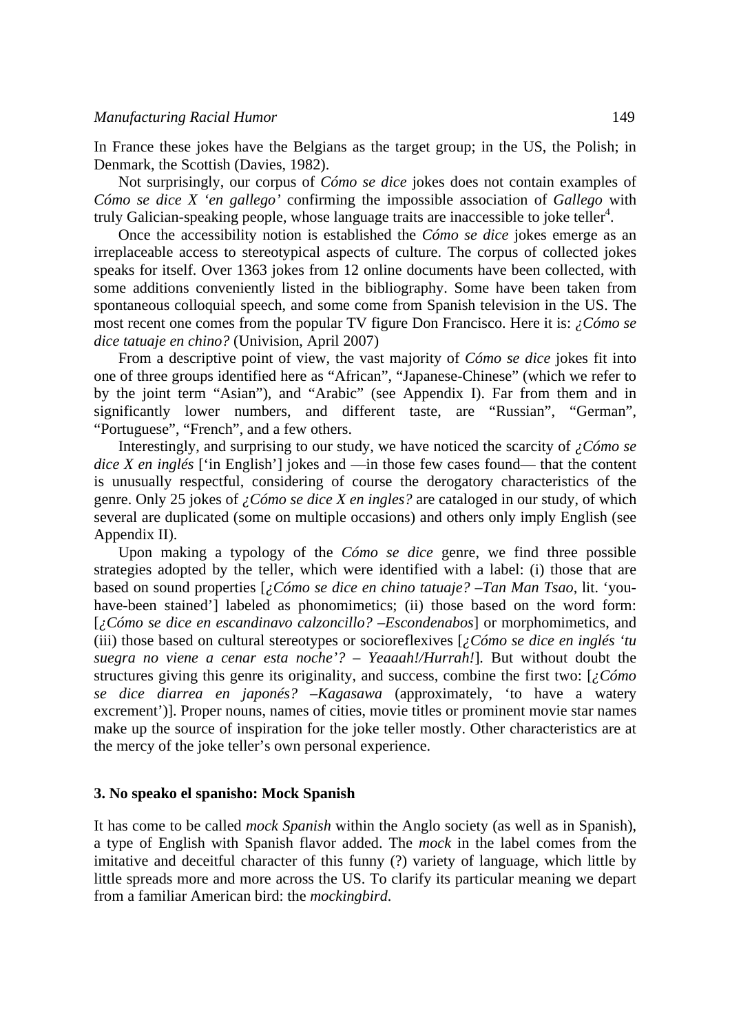In France these jokes have the Belgians as the target group; in the US, the Polish; in Denmark, the Scottish (Davies, 1982).

Not surprisingly, our corpus of *Cómo se dice* jokes does not contain examples of *Cómo se dice X 'en gallego'* confirming the impossible association of *Gallego* with truly Galician-speaking people, whose language traits are inaccessible to joke teller[4].

Once the accessibility notion is established the *Cómo se dice* jokes emerge as an irreplaceable access to stereotypical aspects of culture. The corpus of collected jokes speaks for itself. Over 1363 jokes from 12 online documents have been collected, with some additions conveniently listed in the bibliography. Some have been taken from spontaneous colloquial speech, and some come from Spanish television in the US. The most recent one comes from the popular TV figure Don Francisco. Here it is: *¿Cómo se dice tatuaje en chino?* (Univision, April 2007)

From a descriptive point of view, the vast majority of *Cómo se dice* jokes fit into one of three groups identified here as "African", "Japanese-Chinese" (which we refer to by the joint term "Asian"), and "Arabic" (see Appendix I). Far from them and in significantly lower numbers, and different taste, are "Russian", "German", "Portuguese", "French", and a few others.

Interestingly, and surprising to our study, we have noticed the scarcity of *¿Cómo se dice X en inglés* ['in English'] jokes and —in those few cases found— that the content is unusually respectful, considering of course the derogatory characteristics of the genre. Only 25 jokes of *¿Cómo se dice X en ingles?* are cataloged in our study, of which several are duplicated (some on multiple occasions) and others only imply English (see Appendix II).

Upon making a typology of the *Cómo se dice* genre, we find three possible strategies adopted by the teller, which were identified with a label: (i) those that are based on sound properties [*¿Cómo se dice en chino tatuaje? –Tan Man Tsao*, lit. 'you-have-been stained'] labeled as phonomimetics; (ii) those based on the word form: [*¿Cómo se dice en escandinavo calzoncillo? –Escondenabos*] or morphomimetics, and (iii) those based on cultural stereotypes or socioreflexives [*¿Cómo se dice en inglés 'tu suegra no viene a cenar esta noche'? – Yeaaah!/Hurrah!*]. But without doubt the structures giving this genre its originality, and success, combine the first two: [*¿Cómo se dice diarrea en japonés? –Kagasawa* (approximately, 'to have a watery excrement')]. Proper nouns, names of cities, movie titles or prominent movie star names make up the source of inspiration for the joke teller mostly. Other characteristics are at the mercy of the joke teller's own personal experience.

### 3. No speako el spanisho: Mock Spanish

It has come to be called *mock Spanish* within the Anglo society (as well as in Spanish), a type of English with Spanish flavor added. The *mock* in the label comes from the imitative and deceitful character of this funny (?) variety of language, which little by little spreads more and more across the US. To clarify its particular meaning we depart from a familiar American bird: the *mockingbird*.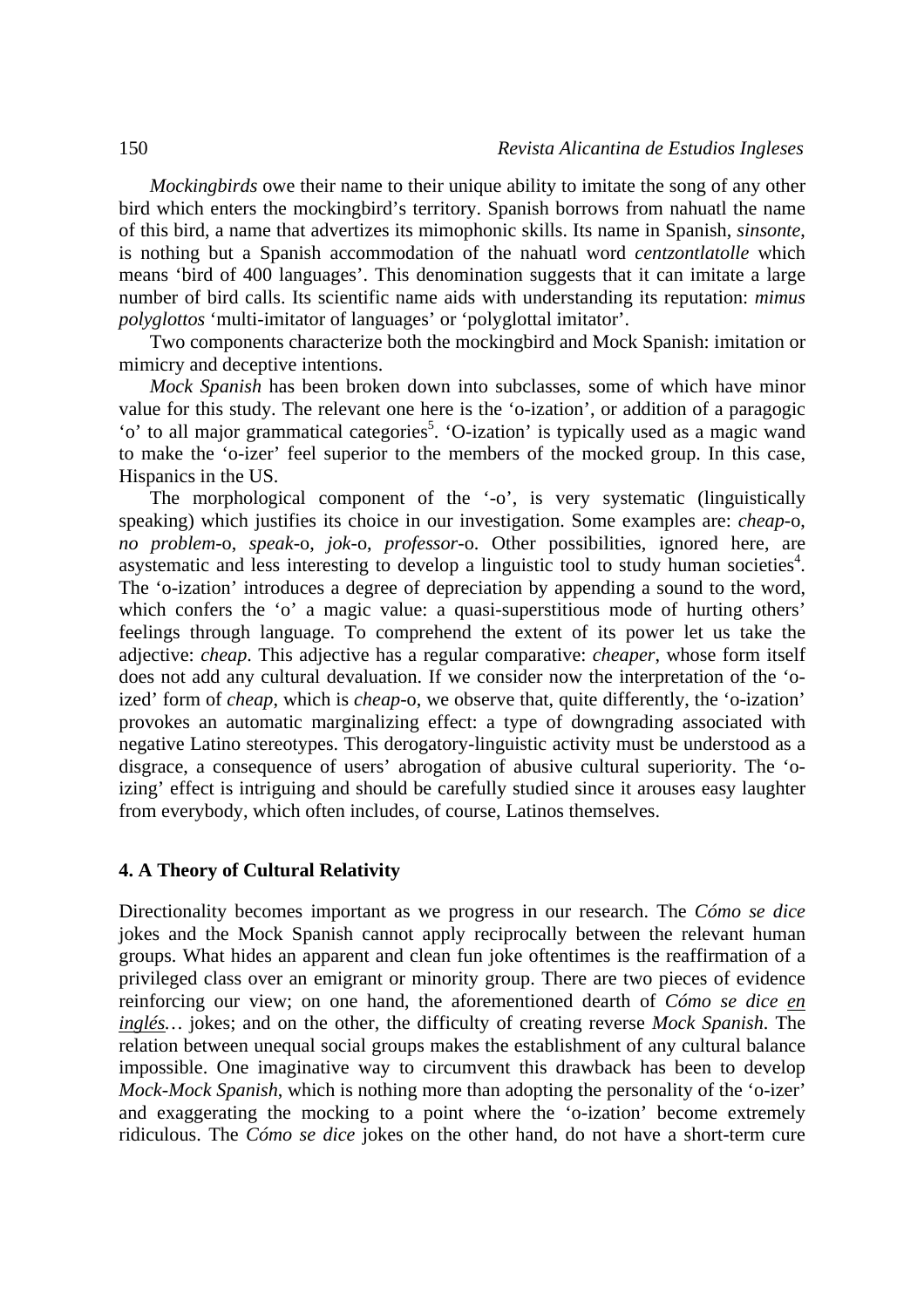*Mockingbirds* owe their name to their unique ability to imitate the song of any other bird which enters the mockingbird's territory. Spanish borrows from nahuatl the name of this bird, a name that advertizes its mimophonic skills. Its name in Spanish, *sinsonte*, is nothing but a Spanish accommodation of the nahuatl word *centzontlatolle* which means 'bird of 400 languages'. This denomination suggests that it can imitate a large number of bird calls. Its scientific name aids with understanding its reputation: *mimus polyglottos* 'multi-imitator of languages' or 'polyglottal imitator'.

Two components characterize both the mockingbird and Mock Spanish: imitation or mimicry and deceptive intentions.

*Mock Spanish* has been broken down into subclasses, some of which have minor value for this study. The relevant one here is the 'o-ization', or addition of a paragogic 'o' to all major grammatical categories[5]. 'O-ization' is typically used as a magic wand to make the 'o-izer' feel superior to the members of the mocked group. In this case, Hispanics in the US.

The morphological component of the '-o', is very systematic (linguistically speaking) which justifies its choice in our investigation. Some examples are: *cheap*-o, *no problem*-o, *speak*-o, *jok*-o, *professor*-o. Other possibilities, ignored here, are asystematic and less interesting to develop a linguistic tool to study human societies[4]. The 'o-ization' introduces a degree of depreciation by appending a sound to the word, which confers the 'o' a magic value: a quasi-superstitious mode of hurting others' feelings through language. To comprehend the extent of its power let us take the adjective: *cheap*. This adjective has a regular comparative: *cheaper*, whose form itself does not add any cultural devaluation. If we consider now the interpretation of the 'o-ized' form of *cheap*, which is *cheap*-o, we observe that, quite differently, the 'o-ization' provokes an automatic marginalizing effect: a type of downgrading associated with negative Latino stereotypes. This derogatory-linguistic activity must be understood as a disgrace, a consequence of users' abrogation of abusive cultural superiority. The 'o-izing' effect is intriguing and should be carefully studied since it arouses easy laughter from everybody, which often includes, of course, Latinos themselves.

## 4. A Theory of Cultural Relativity

Directionality becomes important as we progress in our research. The *Cómo se dice* jokes and the Mock Spanish cannot apply reciprocally between the relevant human groups. What hides an apparent and clean fun joke oftentimes is the reaffirmation of a privileged class over an emigrant or minority group. There are two pieces of evidence reinforcing our view; on one hand, the aforementioned dearth of *Cómo se dice en inglés…* jokes; and on the other, the difficulty of creating reverse *Mock Spanish*. The relation between unequal social groups makes the establishment of any cultural balance impossible. One imaginative way to circumvent this drawback has been to develop *Mock-Mock Spanish*, which is nothing more than adopting the personality of the 'o-izer' and exaggerating the mocking to a point where the 'o-ization' become extremely ridiculous. The *Cómo se dice* jokes on the other hand, do not have a short-term cure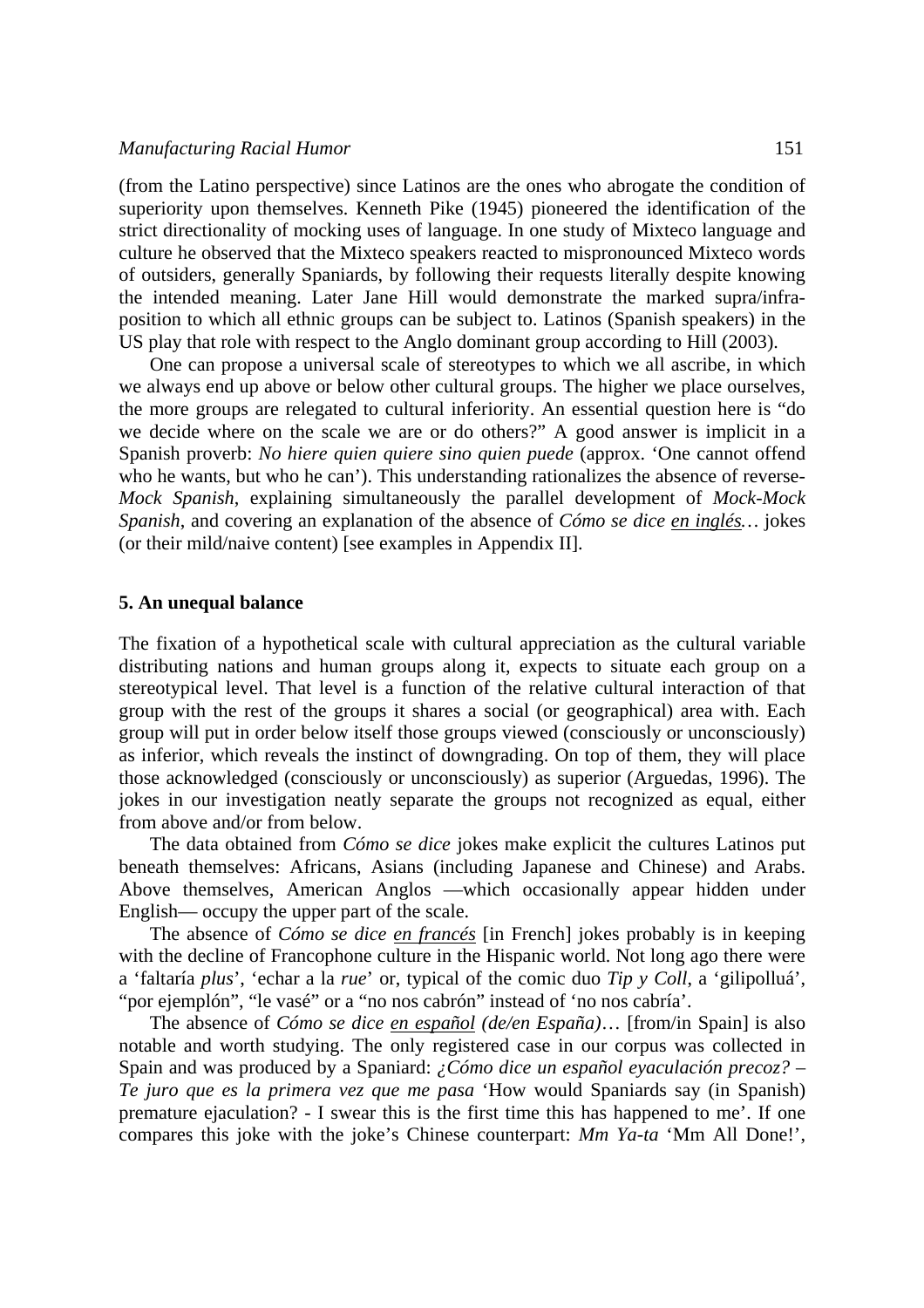(from the Latino perspective) since Latinos are the ones who abrogate the condition of superiority upon themselves. Kenneth Pike (1945) pioneered the identification of the strict directionality of mocking uses of language. In one study of Mixteco language and culture he observed that the Mixteco speakers reacted to mispronounced Mixteco words of outsiders, generally Spaniards, by following their requests literally despite knowing the intended meaning. Later Jane Hill would demonstrate the marked supra/infra-position to which all ethnic groups can be subject to. Latinos (Spanish speakers) in the US play that role with respect to the Anglo dominant group according to Hill (2003).

One can propose a universal scale of stereotypes to which we all ascribe, in which we always end up above or below other cultural groups. The higher we place ourselves, the more groups are relegated to cultural inferiority. An essential question here is "do we decide where on the scale we are or do others?" A good answer is implicit in a Spanish proverb: *No hiere quien quiere sino quien puede* (approx. 'One cannot offend who he wants, but who he can'). This understanding rationalizes the absence of reverse-*Mock Spanish*, explaining simultaneously the parallel development of *Mock-Mock Spanish*, and covering an explanation of the absence of *Cómo se dice <u>en inglés</u>…* jokes (or their mild/naive content) [see examples in Appendix II].

## 5. An unequal balance

The fixation of a hypothetical scale with cultural appreciation as the cultural variable distributing nations and human groups along it, expects to situate each group on a stereotypical level. That level is a function of the relative cultural interaction of that group with the rest of the groups it shares a social (or geographical) area with. Each group will put in order below itself those groups viewed (consciously or unconsciously) as inferior, which reveals the instinct of downgrading. On top of them, they will place those acknowledged (consciously or unconsciously) as superior (Arguedas, 1996). The jokes in our investigation neatly separate the groups not recognized as equal, either from above and/or from below.

The data obtained from *Cómo se dice* jokes make explicit the cultures Latinos put beneath themselves: Africans, Asians (including Japanese and Chinese) and Arabs. Above themselves, American Anglos —which occasionally appear hidden under English— occupy the upper part of the scale.

The absence of *Cómo se dice <u>en francés</u>* [in French] jokes probably is in keeping with the decline of Francophone culture in the Hispanic world. Not long ago there were a 'faltaría *plus*', 'echar a la *rue*' or, typical of the comic duo *Tip y Coll*, a 'gilipolluá', "por ejemplón", "le vasé" or a "no nos cabrón" instead of 'no nos cabría'.

The absence of *Cómo se dice <u>en español</u> (de/en España)…* [from/in Spain] is also notable and worth studying. The only registered case in our corpus was collected in Spain and was produced by a Spaniard: *¿Cómo dice un español eyaculación precoz? – Te juro que es la primera vez que me pasa* 'How would Spaniards say (in Spanish) premature ejaculation? - I swear this is the first time this has happened to me'. If one compares this joke with the joke's Chinese counterpart: *Mm Ya-ta* 'Mm All Done!',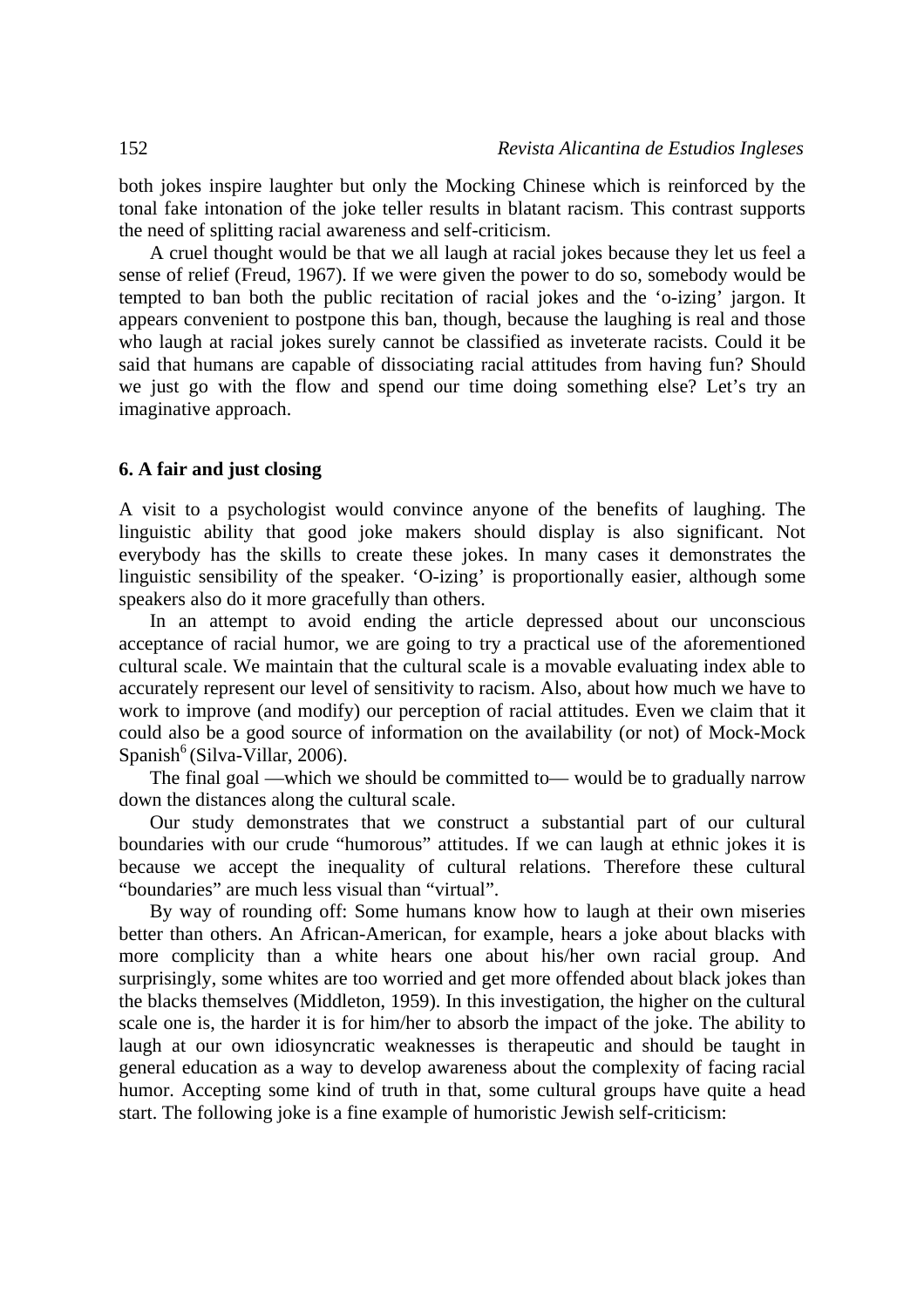both jokes inspire laughter but only the Mocking Chinese which is reinforced by the tonal fake intonation of the joke teller results in blatant racism. This contrast supports the need of splitting racial awareness and self-criticism.

A cruel thought would be that we all laugh at racial jokes because they let us feel a sense of relief (Freud, 1967). If we were given the power to do so, somebody would be tempted to ban both the public recitation of racial jokes and the 'o-izing' jargon. It appears convenient to postpone this ban, though, because the laughing is real and those who laugh at racial jokes surely cannot be classified as inveterate racists. Could it be said that humans are capable of dissociating racial attitudes from having fun? Should we just go with the flow and spend our time doing something else? Let's try an imaginative approach.

## 6. A fair and just closing

A visit to a psychologist would convince anyone of the benefits of laughing. The linguistic ability that good joke makers should display is also significant. Not everybody has the skills to create these jokes. In many cases it demonstrates the linguistic sensibility of the speaker. 'O-izing' is proportionally easier, although some speakers also do it more gracefully than others.

In an attempt to avoid ending the article depressed about our unconscious acceptance of racial humor, we are going to try a practical use of the aforementioned cultural scale. We maintain that the cultural scale is a movable evaluating index able to accurately represent our level of sensitivity to racism. Also, about how much we have to work to improve (and modify) our perception of racial attitudes. Even we claim that it could also be a good source of information on the availability (or not) of Mock-Mock Spanish[6] (Silva-Villar, 2006).

The final goal —which we should be committed to— would be to gradually narrow down the distances along the cultural scale.

Our study demonstrates that we construct a substantial part of our cultural boundaries with our crude "humorous" attitudes. If we can laugh at ethnic jokes it is because we accept the inequality of cultural relations. Therefore these cultural "boundaries" are much less visual than "virtual".

By way of rounding off: Some humans know how to laugh at their own miseries better than others. An African-American, for example, hears a joke about blacks with more complicity than a white hears one about his/her own racial group. And surprisingly, some whites are too worried and get more offended about black jokes than the blacks themselves (Middleton, 1959). In this investigation, the higher on the cultural scale one is, the harder it is for him/her to absorb the impact of the joke. The ability to laugh at our own idiosyncratic weaknesses is therapeutic and should be taught in general education as a way to develop awareness about the complexity of facing racial humor. Accepting some kind of truth in that, some cultural groups have quite a head start. The following joke is a fine example of humoristic Jewish self-criticism: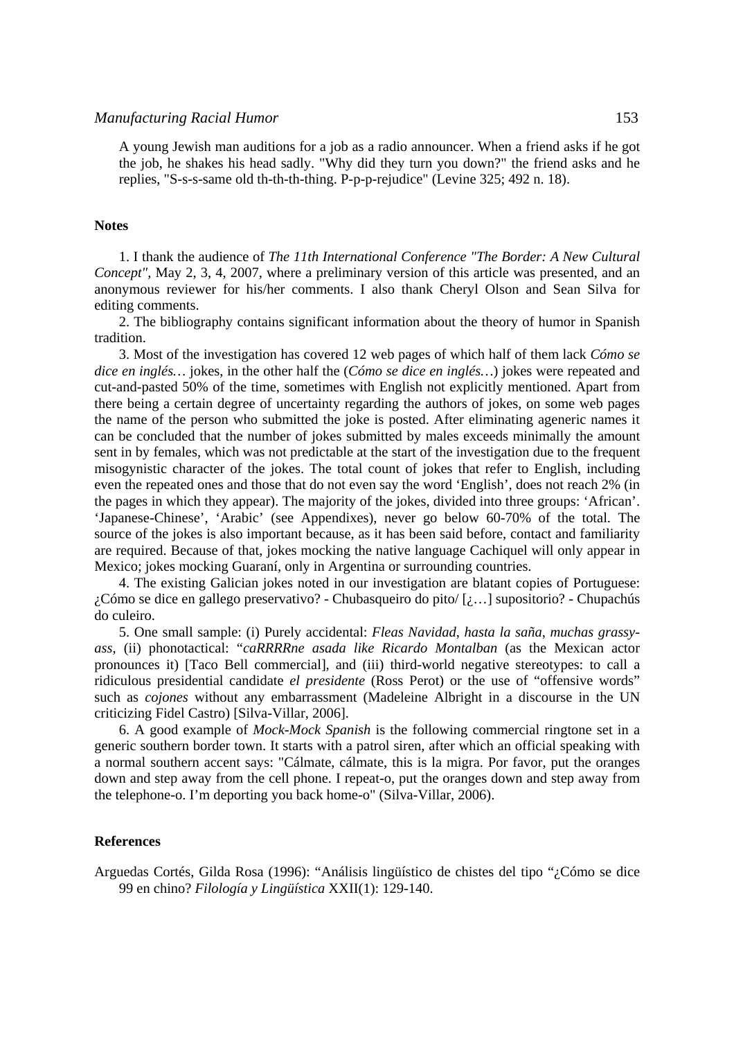A young Jewish man auditions for a job as a radio announcer. When a friend asks if he got the job, he shakes his head sadly. "Why did they turn you down?" the friend asks and he replies, "S-s-s-same old th-th-th-thing. P-p-p-rejudice" (Levine 325; 492 n. 18).

## Notes

1. I thank the audience of *The 11th International Conference "The Border: A New Cultural Concept"*, May 2, 3, 4, 2007, where a preliminary version of this article was presented, and an anonymous reviewer for his/her comments. I also thank Cheryl Olson and Sean Silva for editing comments.

2. The bibliography contains significant information about the theory of humor in Spanish tradition.

3. Most of the investigation has covered 12 web pages of which half of them lack *Cómo se dice en inglés…* jokes, in the other half the (*Cómo se dice en inglés…*) jokes were repeated and cut-and-pasted 50% of the time, sometimes with English not explicitly mentioned. Apart from there being a certain degree of uncertainty regarding the authors of jokes, on some web pages the name of the person who submitted the joke is posted. After eliminating ageneric names it can be concluded that the number of jokes submitted by males exceeds minimally the amount sent in by females, which was not predictable at the start of the investigation due to the frequent misogynistic character of the jokes. The total count of jokes that refer to English, including even the repeated ones and those that do not even say the word 'English', does not reach 2% (in the pages in which they appear). The majority of the jokes, divided into three groups: 'African'. 'Japanese-Chinese', 'Arabic' (see Appendixes), never go below 60-70% of the total. The source of the jokes is also important because, as it has been said before, contact and familiarity are required. Because of that, jokes mocking the native language Cachiquel will only appear in Mexico; jokes mocking Guaraní, only in Argentina or surrounding countries.

4. The existing Galician jokes noted in our investigation are blatant copies of Portuguese: ¿Cómo se dice en gallego preservativo? - Chubasqueiro do pito/ [¿…] supositorio? - Chupachús do culeiro.

5. One small sample: (i) Purely accidental: *Fleas Navidad*, *hasta la saña*, *muchas grassy-ass*, (ii) phonotactical: "*caRRRRne asada like Ricardo Montalban* (as the Mexican actor pronounces it) [Taco Bell commercial], and (iii) third-world negative stereotypes: to call a ridiculous presidential candidate *el presidente* (Ross Perot) or the use of "offensive words" such as *cojones* without any embarrassment (Madeleine Albright in a discourse in the UN criticizing Fidel Castro) [Silva-Villar, 2006].

6. A good example of *Mock-Mock Spanish* is the following commercial ringtone set in a generic southern border town. It starts with a patrol siren, after which an official speaking with a normal southern accent says: "Cálmate, cálmate, this is la migra. Por favor, put the oranges down and step away from the cell phone. I repeat-o, put the oranges down and step away from the telephone-o. I'm deporting you back home-o" (Silva-Villar, 2006).

## References

Arguedas Cortés, Gilda Rosa (1996): "Análisis lingüístico de chistes del tipo "¿Cómo se dice 99 en chino? *Filología y Lingüística* XXII(1): 129-140.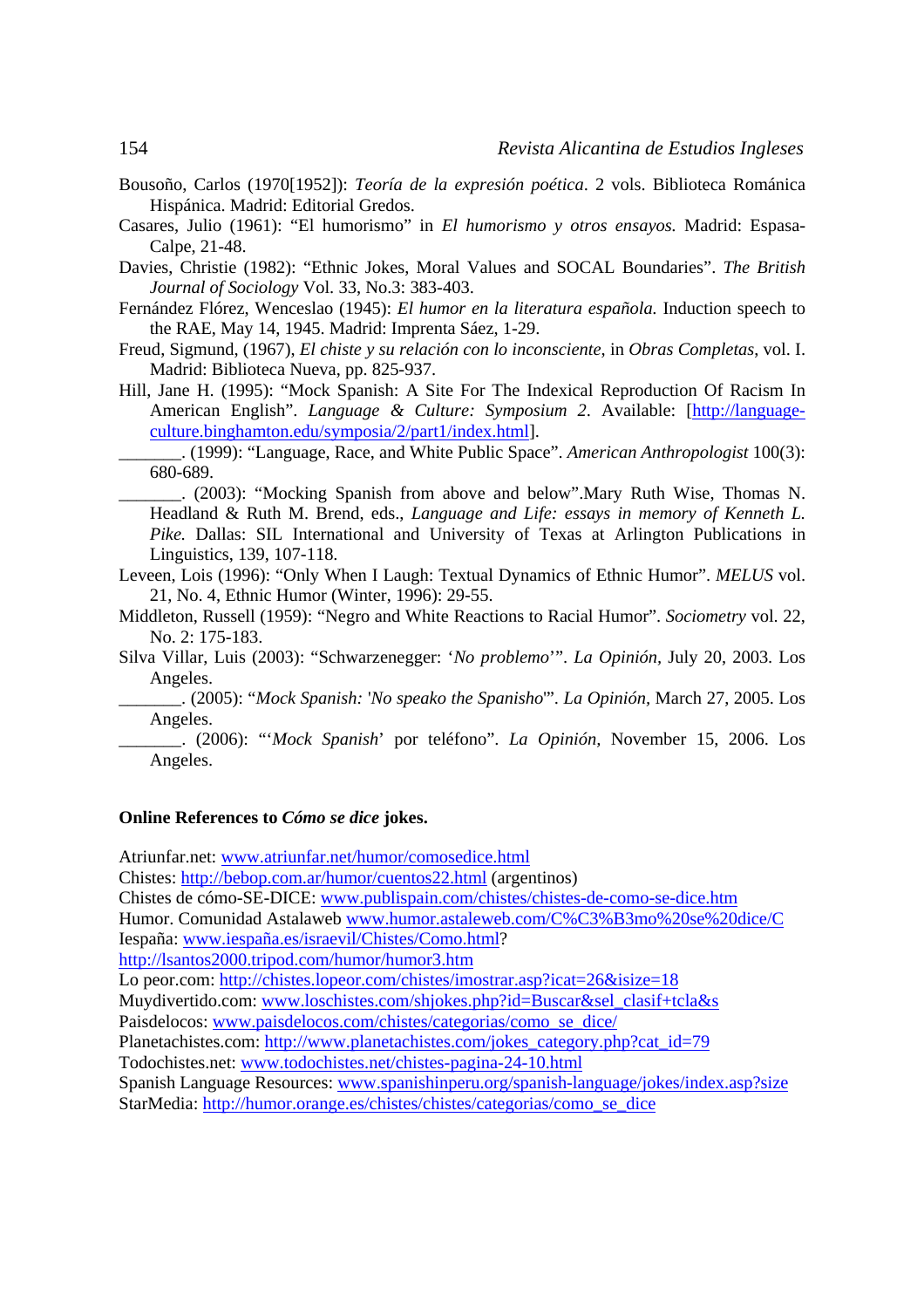Bousoño, Carlos (1970[1952]): *Teoría de la expresión poética*. 2 vols. Biblioteca Románica Hispánica. Madrid: Editorial Gredos.

Casares, Julio (1961): "El humorismo" in *El humorismo y otros ensayos.* Madrid: Espasa-Calpe, 21-48.

Davies, Christie (1982): "Ethnic Jokes, Moral Values and SOCAL Boundaries". *The British Journal of Sociology* Vol. 33, No.3: 383-403.

Fernández Flórez, Wenceslao (1945): *El humor en la literatura española.* Induction speech to the RAE, May 14, 1945. Madrid: Imprenta Sáez, 1-29.

Freud, Sigmund, (1967), *El chiste y su relación con lo inconsciente*, in *Obras Completas*, vol. I. Madrid: Biblioteca Nueva, pp. 825-937.

Hill, Jane H. (1995): "Mock Spanish: A Site For The Indexical Reproduction Of Racism In American English". *Language & Culture: Symposium 2*. Available: [http://language-culture.binghamton.edu/symposia/2/part1/index.html].

_______. (1999): "Language, Race, and White Public Space". *American Anthropologist* 100(3): 680-689.

_______. (2003): "Mocking Spanish from above and below".Mary Ruth Wise, Thomas N. Headland & Ruth M. Brend, eds., *Language and Life: essays in memory of Kenneth L. Pike.* Dallas: SIL International and University of Texas at Arlington Publications in Linguistics, 139, 107-118.

Leveen, Lois (1996): "Only When I Laugh: Textual Dynamics of Ethnic Humor". *MELUS* vol. 21, No. 4, Ethnic Humor (Winter, 1996): 29-55.

Middleton, Russell (1959): "Negro and White Reactions to Racial Humor". *Sociometry* vol. 22, No. 2: 175-183.

Silva Villar, Luis (2003): "Schwarzenegger: '*No problemo*'". *La Opinión,* July 20, 2003. Los Angeles.

_______. (2005): "*Mock Spanish:* '*No speako the Spanisho*'". *La Opinión*, March 27, 2005. Los Angeles.

_______. (2006): "'*Mock Spanish*' por teléfono". *La Opinión*, November 15, 2006. Los Angeles.

**Online References to *Cómo se dice* jokes.**

Atriunfar.net: www.atriunfar.net/humor/comosedice.html
Chistes: http://bebop.com.ar/humor/cuentos22.html (argentinos)
Chistes de cómo-SE-DICE: www.publispain.com/chistes/chistes-de-como-se-dice.htm
Humor. Comunidad Astalaweb www.humor.astaleweb.com/C%C3%B3mo%20se%20dice/C
Iespaña: www.iespaña.es/israevil/Chistes/Como.html?
http://lsantos2000.tripod.com/humor/humor3.htm
Lo peor.com: http://chistes.lopeor.com/chistes/imostrar.asp?icat=26&isize=18
Muydivertido.com: www.loschistes.com/shjokes.php?id=Buscar&sel_clasif+tcla&s
Paisdelocos: www.paisdelocos.com/chistes/categorias/como_se_dice/
Planetachistes.com: http://www.planetachistes.com/jokes_category.php?cat_id=79
Todochistes.net: www.todochistes.net/chistes-pagina-24-10.html
Spanish Language Resources: www.spanishinperu.org/spanish-language/jokes/index.asp?size
StarMedia: http://humor.orange.es/chistes/chistes/categorias/como_se_dice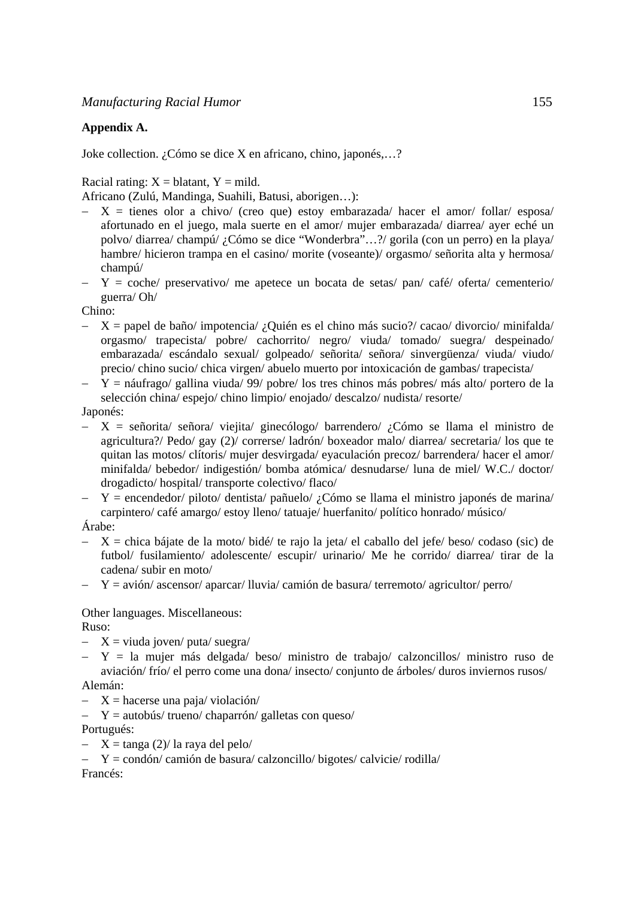**Appendix A.**

Joke collection. ¿Cómo se dice X en africano, chino, japonés,…?

Racial rating: X = blatant, Y = mild.
Africano (Zulú, Mandinga, Suahili, Batusi, aborigen…):

- X = tienes olor a chivo/ (creo que) estoy embarazada/ hacer el amor/ follar/ esposa/ afortunado en el juego, mala suerte en el amor/ mujer embarazada/ diarrea/ ayer eché un polvo/ diarrea/ champú/ ¿Cómo se dice "Wonderbra"…?/ gorila (con un perro) en la playa/ hambre/ hicieron trampa en el casino/ morite (voseante)/ orgasmo/ señorita alta y hermosa/ champú/
- Y = coche/ preservativo/ me apetece un bocata de setas/ pan/ café/ oferta/ cementerio/ guerra/ Oh/

Chino:

- X = papel de baño/ impotencia/ ¿Quién es el chino más sucio?/ cacao/ divorcio/ minifalda/ orgasmo/ trapecista/ pobre/ cachorrito/ negro/ viuda/ tomado/ suegra/ despeinado/ embarazada/ escándalo sexual/ golpeado/ señorita/ señora/ sinvergüenza/ viuda/ viudo/ precio/ chino sucio/ chica virgen/ abuelo muerto por intoxicación de gambas/ trapecista/
- Y = náufrago/ gallina viuda/ 99/ pobre/ los tres chinos más pobres/ más alto/ portero de la selección china/ espejo/ chino limpio/ enojado/ descalzo/ nudista/ resorte/

Japonés:

- X = señorita/ señora/ viejita/ ginecólogo/ barrendero/ ¿Cómo se llama el ministro de agricultura?/ Pedo/ gay (2)/ correrse/ ladrón/ boxeador malo/ diarrea/ secretaria/ los que te quitan las motos/ clítoris/ mujer desvirgada/ eyaculación precoz/ barrendera/ hacer el amor/ minifalda/ bebedor/ indigestión/ bomba atómica/ desnudarse/ luna de miel/ W.C./ doctor/ drogadicto/ hospital/ transporte colectivo/ flaco/
- Y = encendedor/ piloto/ dentista/ pañuelo/ ¿Cómo se llama el ministro japonés de marina/ carpintero/ café amargo/ estoy lleno/ tatuaje/ huerfanito/ político honrado/ músico/

Árabe:

- X = chica bájate de la moto/ bidé/ te rajo la jeta/ el caballo del jefe/ beso/ codaso (sic) de futbol/ fusilamiento/ adolescente/ escupir/ urinario/ Me he corrido/ diarrea/ tirar de la cadena/ subir en moto/
- Y = avión/ ascensor/ aparcar/ lluvia/ camión de basura/ terremoto/ agricultor/ perro/

Other languages. Miscellaneous:
Ruso:

- X = viuda joven/ puta/ suegra/
- Y = la mujer más delgada/ beso/ ministro de trabajo/ calzoncillos/ ministro ruso de aviación/ frío/ el perro come una dona/ insecto/ conjunto de árboles/ duros inviernos rusos/

Alemán:

- X = hacerse una paja/ violación/
- Y = autobús/ trueno/ chaparrón/ galletas con queso/

Portugués:

- X = tanga (2)/ la raya del pelo/
- Y = condón/ camión de basura/ calzoncillo/ bigotes/ calvicie/ rodilla/

Francés: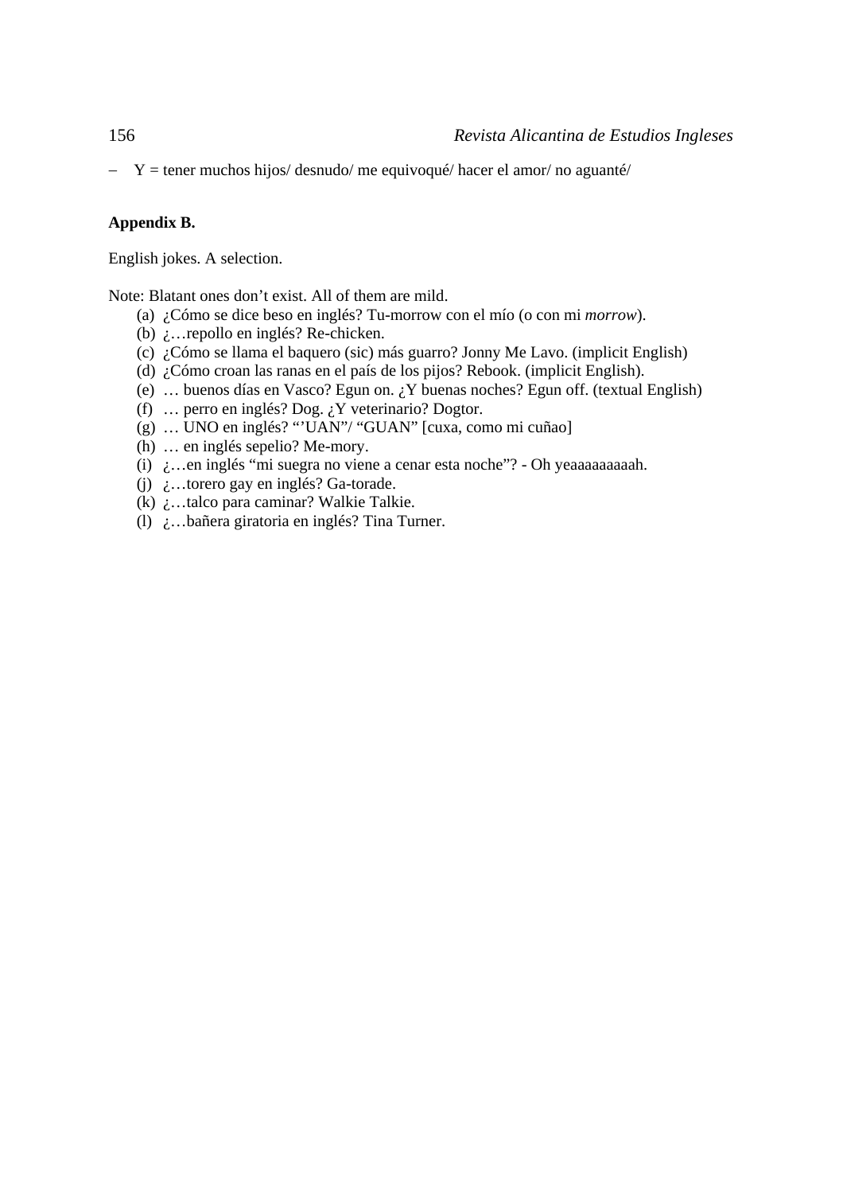– Y = tener muchos hijos/ desnudo/ me equivoqué/ hacer el amor/ no aguanté/

**Appendix B.**

English jokes. A selection.

Note: Blatant ones don't exist. All of them are mild.

(a) ¿Cómo se dice beso en inglés? Tu-morrow con el mío (o con mi *morrow*).
(b) ¿…repollo en inglés? Re-chicken.
(c) ¿Cómo se llama el baquero (sic) más guarro? Jonny Me Lavo. (implicit English)
(d) ¿Cómo croan las ranas en el país de los pijos? Rebook. (implicit English).
(e) … buenos días en Vasco? Egun on. ¿Y buenas noches? Egun off. (textual English)
(f) … perro en inglés? Dog. ¿Y veterinario? Dogtor.
(g) … UNO en inglés? "'UAN"/ "GUAN" [cuxa, como mi cuñao]
(h) … en inglés sepelio? Me-mory.
(i) ¿…en inglés "mi suegra no viene a cenar esta noche"? - Oh yeaaaaaaaaah.
(j) ¿…torero gay en inglés? Ga-torade.
(k) ¿…talco para caminar? Walkie Talkie.
(l) ¿…bañera giratoria en inglés? Tina Turner.